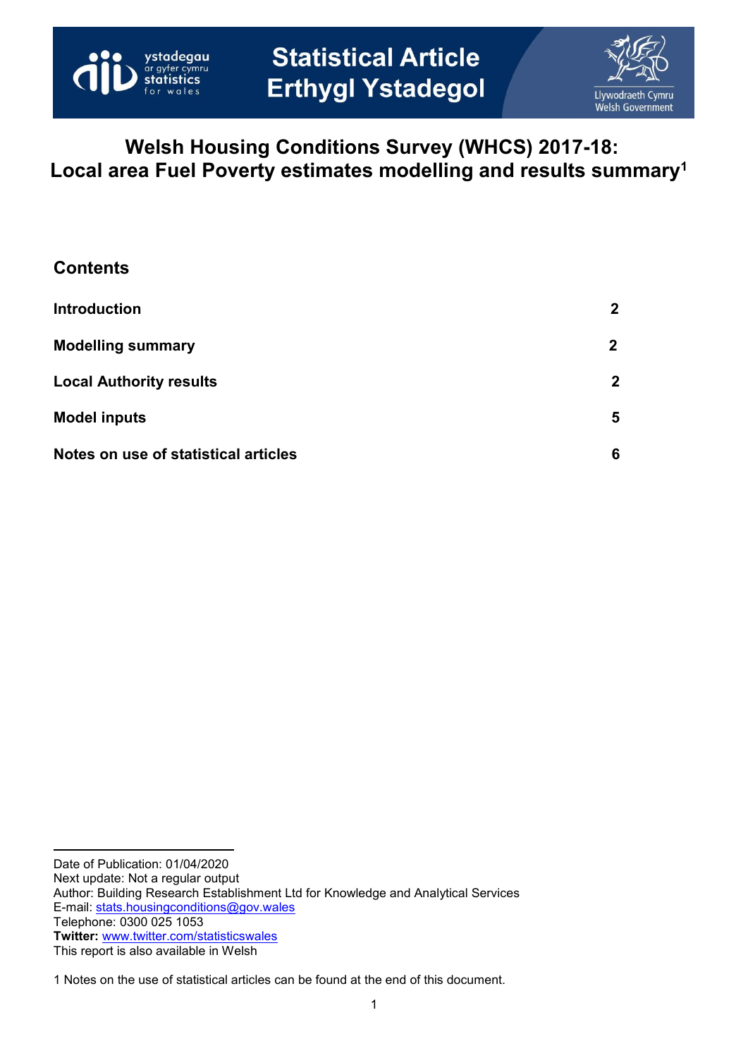# Statistical Article
# Erthygl Ystadegol

## Welsh Housing Conditions Survey (WHCS) 2017-18: Local area Fuel Poverty estimates modelling and results summary[1]

### Contents

| | |
|---|---|
| **Introduction** | **2** |
| **Modelling summary** | **2** |
| **Local Authority results** | **2** |
| **Model inputs** | **5** |
| **Notes on use of statistical articles** | **6** |

Date of Publication: 01/04/2020
Next update: Not a regular output
Author: Building Research Establishment Ltd for Knowledge and Analytical Services
E-mail: stats.housingconditions@gov.wales
Telephone: 0300 025 1053
**Twitter:** www.twitter.com/statisticswales
This report is also available in Welsh

1 Notes on the use of statistical articles can be found at the end of this document.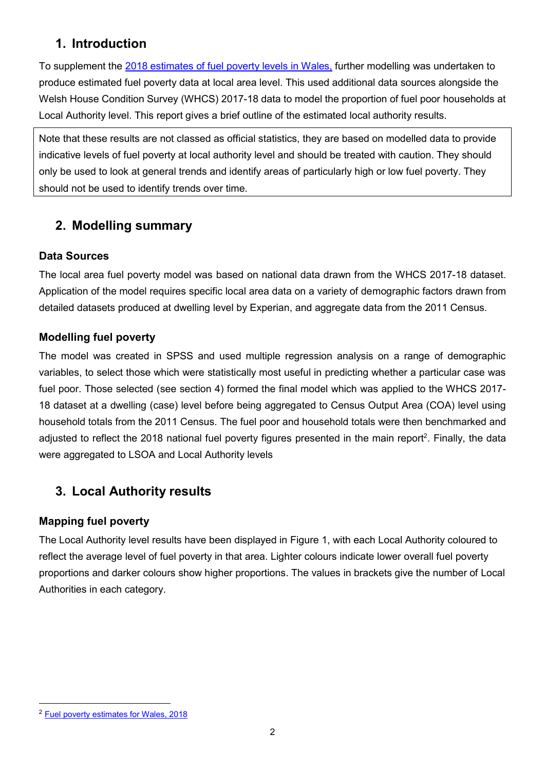## 1. Introduction

To supplement the 2018 estimates of fuel poverty levels in Wales, further modelling was undertaken to produce estimated fuel poverty data at local area level. This used additional data sources alongside the Welsh House Condition Survey (WHCS) 2017-18 data to model the proportion of fuel poor households at Local Authority level. This report gives a brief outline of the estimated local authority results.

> Note that these results are not classed as official statistics, they are based on modelled data to provide indicative levels of fuel poverty at local authority level and should be treated with caution. They should only be used to look at general trends and identify areas of particularly high or low fuel poverty. They should not be used to identify trends over time.

## 2. Modelling summary

### Data Sources

The local area fuel poverty model was based on national data drawn from the WHCS 2017-18 dataset. Application of the model requires specific local area data on a variety of demographic factors drawn from detailed datasets produced at dwelling level by Experian, and aggregate data from the 2011 Census.

### Modelling fuel poverty

The model was created in SPSS and used multiple regression analysis on a range of demographic variables, to select those which were statistically most useful in predicting whether a particular case was fuel poor. Those selected (see section 4) formed the final model which was applied to the WHCS 2017-18 dataset at a dwelling (case) level before being aggregated to Census Output Area (COA) level using household totals from the 2011 Census. The fuel poor and household totals were then benchmarked and adjusted to reflect the 2018 national fuel poverty figures presented in the main report[2]. Finally, the data were aggregated to LSOA and Local Authority levels

## 3. Local Authority results

### Mapping fuel poverty

The Local Authority level results have been displayed in Figure 1, with each Local Authority coloured to reflect the average level of fuel poverty in that area. Lighter colours indicate lower overall fuel poverty proportions and darker colours show higher proportions. The values in brackets give the number of Local Authorities in each category.

[2] Fuel poverty estimates for Wales, 2018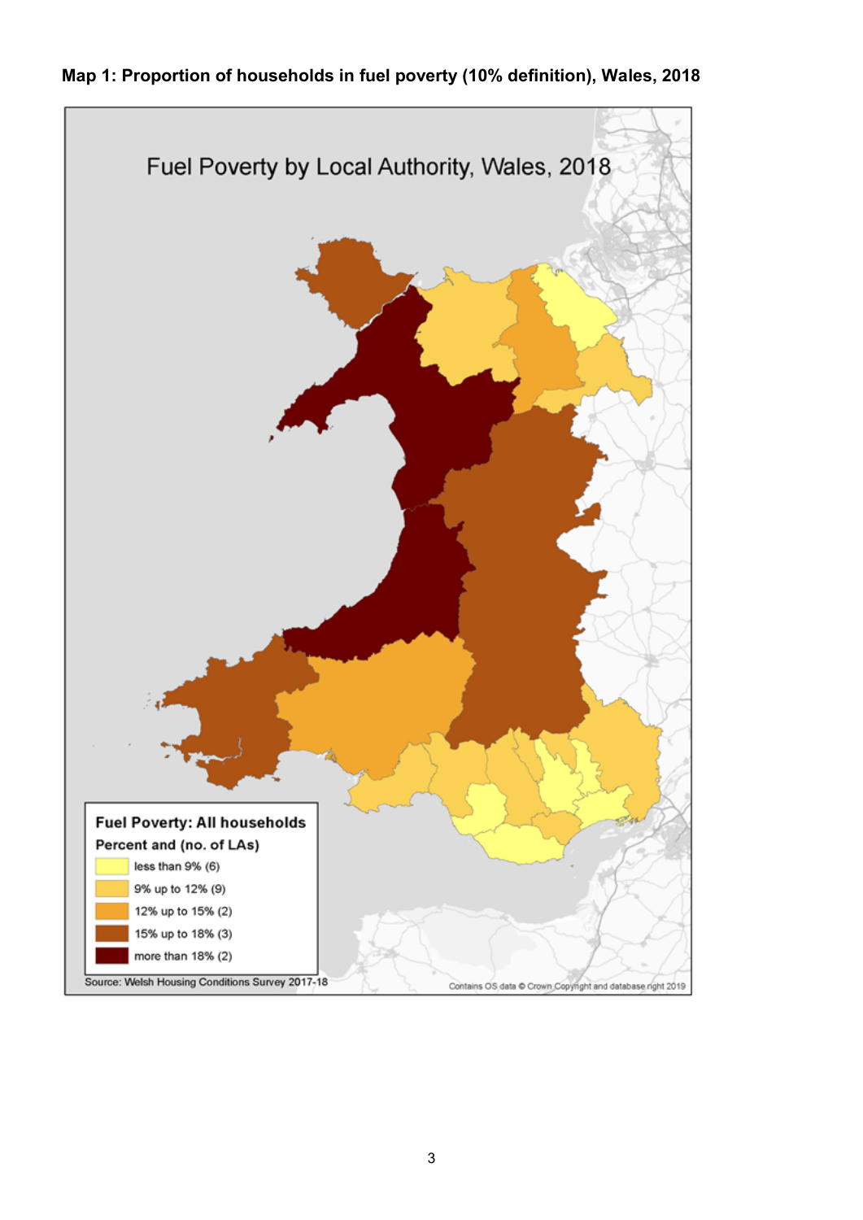**Map 1: Proportion of households in fuel poverty (10% definition), Wales, 2018**

Fuel Poverty by Local Authority, Wales, 2018

**Fuel Poverty: All households**

**Percent and (no. of LAs)**

- less than 9% (6)
- 9% up to 12% (9)
- 12% up to 15% (2)
- 15% up to 18% (3)
- more than 18% (2)

Source: Welsh Housing Conditions Survey 2017-18

Contains OS data © Crown Copyright and database right 2019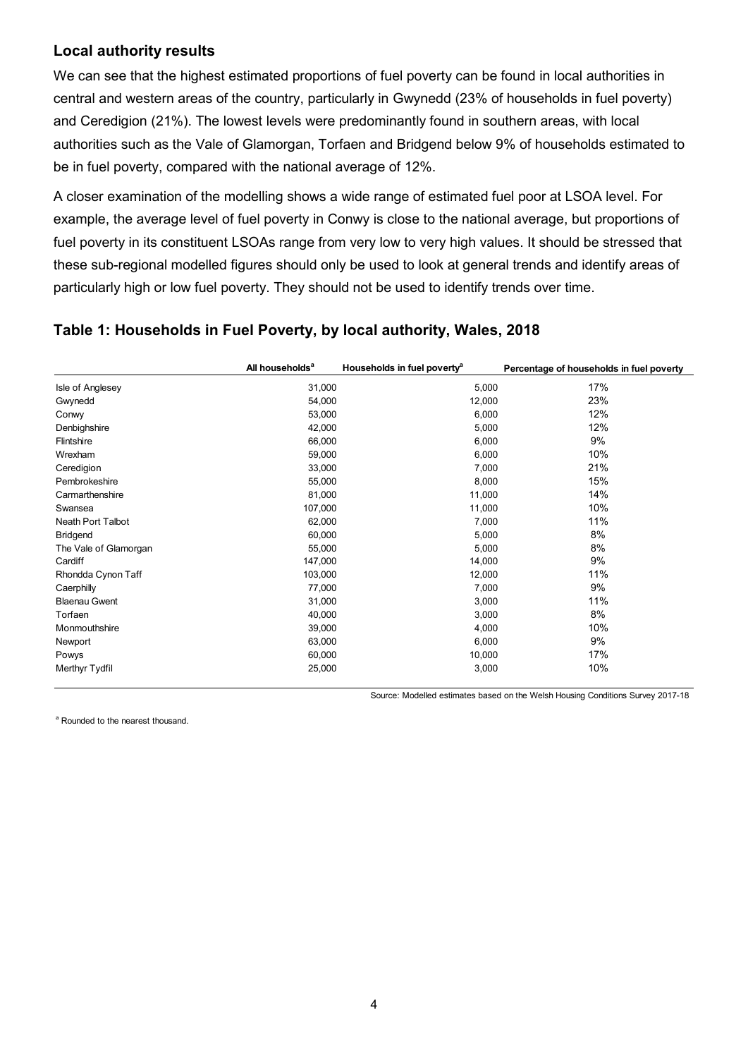### Local authority results

We can see that the highest estimated proportions of fuel poverty can be found in local authorities in central and western areas of the country, particularly in Gwynedd (23% of households in fuel poverty) and Ceredigion (21%). The lowest levels were predominantly found in southern areas, with local authorities such as the Vale of Glamorgan, Torfaen and Bridgend below 9% of households estimated to be in fuel poverty, compared with the national average of 12%.

A closer examination of the modelling shows a wide range of estimated fuel poor at LSOA level. For example, the average level of fuel poverty in Conwy is close to the national average, but proportions of fuel poverty in its constituent LSOAs range from very low to very high values. It should be stressed that these sub-regional modelled figures should only be used to look at general trends and identify areas of particularly high or low fuel poverty. They should not be used to identify trends over time.

### Table 1: Households in Fuel Poverty, by local authority, Wales, 2018

| | All households[a] | Households in fuel poverty[a] | Percentage of households in fuel poverty |
|---|---|---|---|
| Isle of Anglesey | 31,000 | 5,000 | 17% |
| Gwynedd | 54,000 | 12,000 | 23% |
| Conwy | 53,000 | 6,000 | 12% |
| Denbighshire | 42,000 | 5,000 | 12% |
| Flintshire | 66,000 | 6,000 | 9% |
| Wrexham | 59,000 | 6,000 | 10% |
| Ceredigion | 33,000 | 7,000 | 21% |
| Pembrokeshire | 55,000 | 8,000 | 15% |
| Carmarthenshire | 81,000 | 11,000 | 14% |
| Swansea | 107,000 | 11,000 | 10% |
| Neath Port Talbot | 62,000 | 7,000 | 11% |
| Bridgend | 60,000 | 5,000 | 8% |
| The Vale of Glamorgan | 55,000 | 5,000 | 8% |
| Cardiff | 147,000 | 14,000 | 9% |
| Rhondda Cynon Taff | 103,000 | 12,000 | 11% |
| Caerphilly | 77,000 | 7,000 | 9% |
| Blaenau Gwent | 31,000 | 3,000 | 11% |
| Torfaen | 40,000 | 3,000 | 8% |
| Monmouthshire | 39,000 | 4,000 | 10% |
| Newport | 63,000 | 6,000 | 9% |
| Powys | 60,000 | 10,000 | 17% |
| Merthyr Tydfil | 25,000 | 3,000 | 10% |

Source: Modelled estimates based on the Welsh Housing Conditions Survey 2017-18

[a] Rounded to the nearest thousand.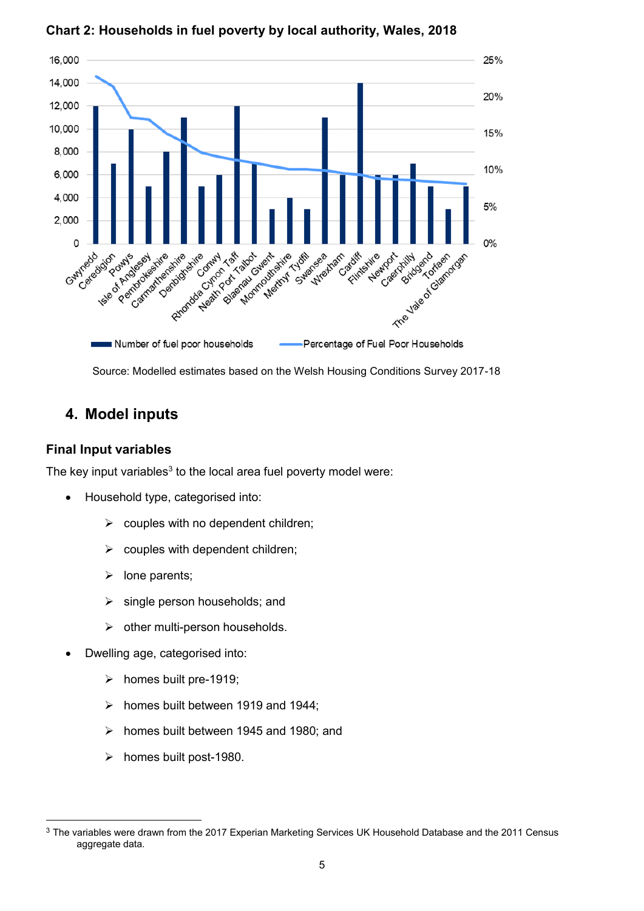**Chart 2: Households in fuel poverty by local authority, Wales, 2018**

Source: Modelled estimates based on the Welsh Housing Conditions Survey 2017-18

## 4. Model inputs

### Final Input variables

The key input variables[3] to the local area fuel poverty model were:

- Household type, categorised into:
  - couples with no dependent children;
  - couples with dependent children;
  - lone parents;
  - single person households; and
  - other multi-person households.
- Dwelling age, categorised into:
  - homes built pre-1919;
  - homes built between 1919 and 1944;
  - homes built between 1945 and 1980; and
  - homes built post-1980.

[3] The variables were drawn from the 2017 Experian Marketing Services UK Household Database and the 2011 Census aggregate data.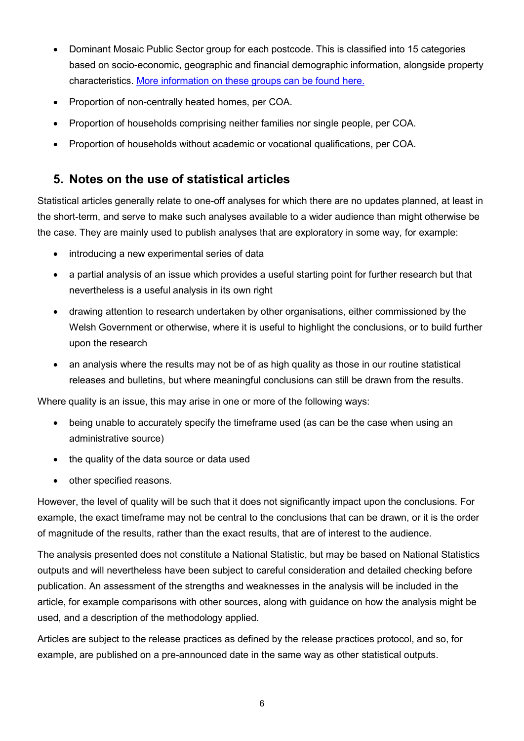- Dominant Mosaic Public Sector group for each postcode. This is classified into 15 categories based on socio-economic, geographic and financial demographic information, alongside property characteristics. [More information on these groups can be found here.]()
- Proportion of non-centrally heated homes, per COA.
- Proportion of households comprising neither families nor single people, per COA.
- Proportion of households without academic or vocational qualifications, per COA.

## 5. Notes on the use of statistical articles

Statistical articles generally relate to one-off analyses for which there are no updates planned, at least in the short-term, and serve to make such analyses available to a wider audience than might otherwise be the case. They are mainly used to publish analyses that are exploratory in some way, for example:

- introducing a new experimental series of data
- a partial analysis of an issue which provides a useful starting point for further research but that nevertheless is a useful analysis in its own right
- drawing attention to research undertaken by other organisations, either commissioned by the Welsh Government or otherwise, where it is useful to highlight the conclusions, or to build further upon the research
- an analysis where the results may not be of as high quality as those in our routine statistical releases and bulletins, but where meaningful conclusions can still be drawn from the results.

Where quality is an issue, this may arise in one or more of the following ways:

- being unable to accurately specify the timeframe used (as can be the case when using an administrative source)
- the quality of the data source or data used
- other specified reasons.

However, the level of quality will be such that it does not significantly impact upon the conclusions. For example, the exact timeframe may not be central to the conclusions that can be drawn, or it is the order of magnitude of the results, rather than the exact results, that are of interest to the audience.

The analysis presented does not constitute a National Statistic, but may be based on National Statistics outputs and will nevertheless have been subject to careful consideration and detailed checking before publication. An assessment of the strengths and weaknesses in the analysis will be included in the article, for example comparisons with other sources, along with guidance on how the analysis might be used, and a description of the methodology applied.

Articles are subject to the release practices as defined by the release practices protocol, and so, for example, are published on a pre-announced date in the same way as other statistical outputs.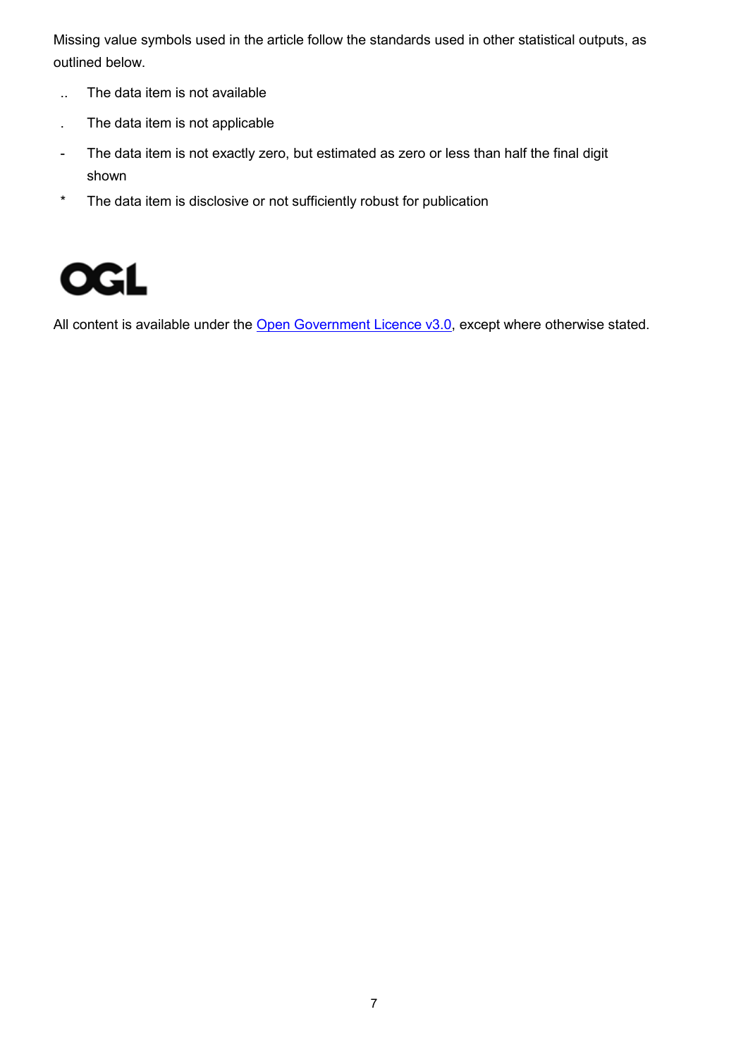Missing value symbols used in the article follow the standards used in other statistical outputs, as outlined below.

| | |
|---|---|
| .. | The data item is not available |
| . | The data item is not applicable |
| - | The data item is not exactly zero, but estimated as zero or less than half the final digit shown |
| * | The data item is disclosive or not sufficiently robust for publication |

OGL

All content is available under the [Open Government Licence v3.0](), except where otherwise stated.